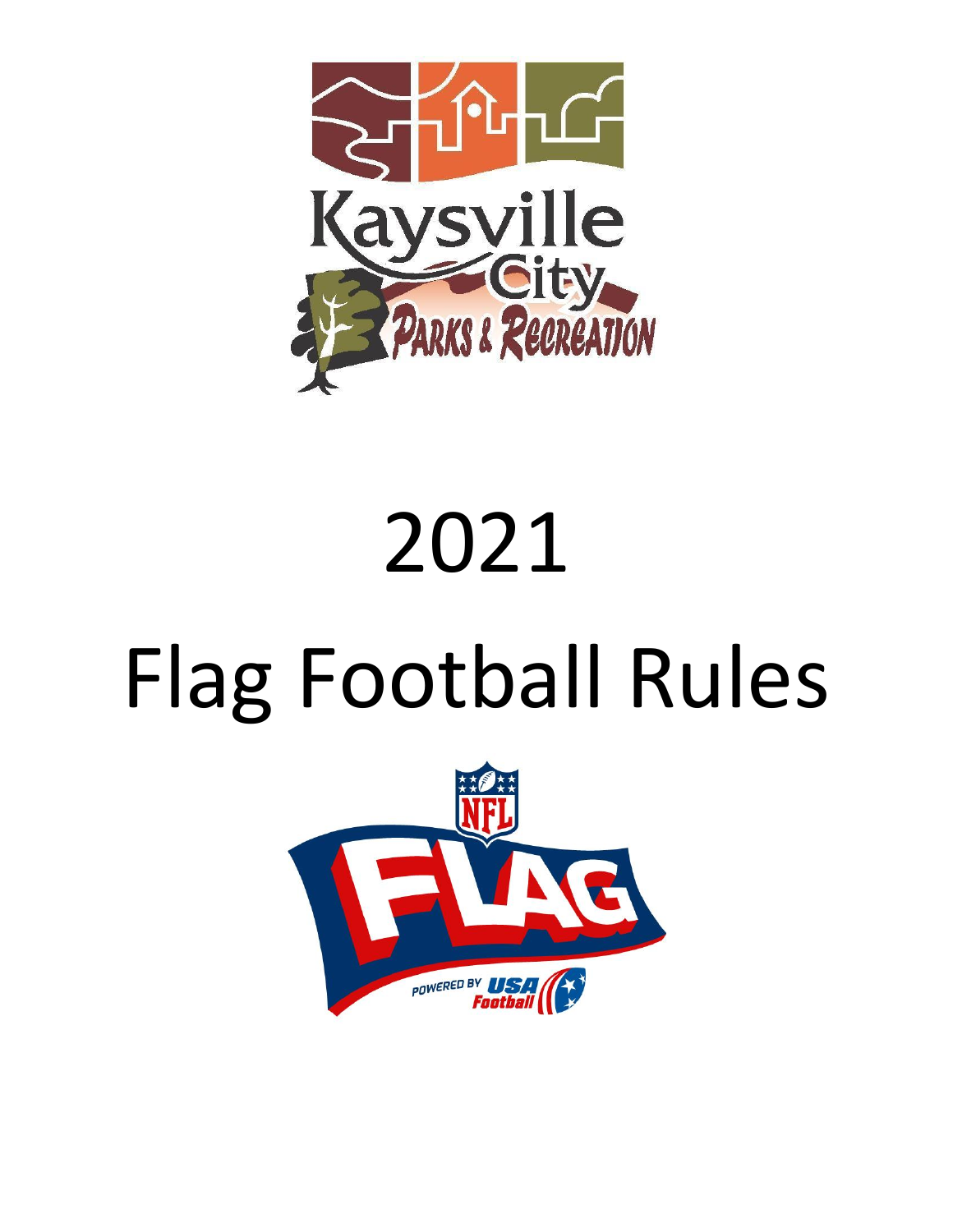# 2021

# Flag Football Rules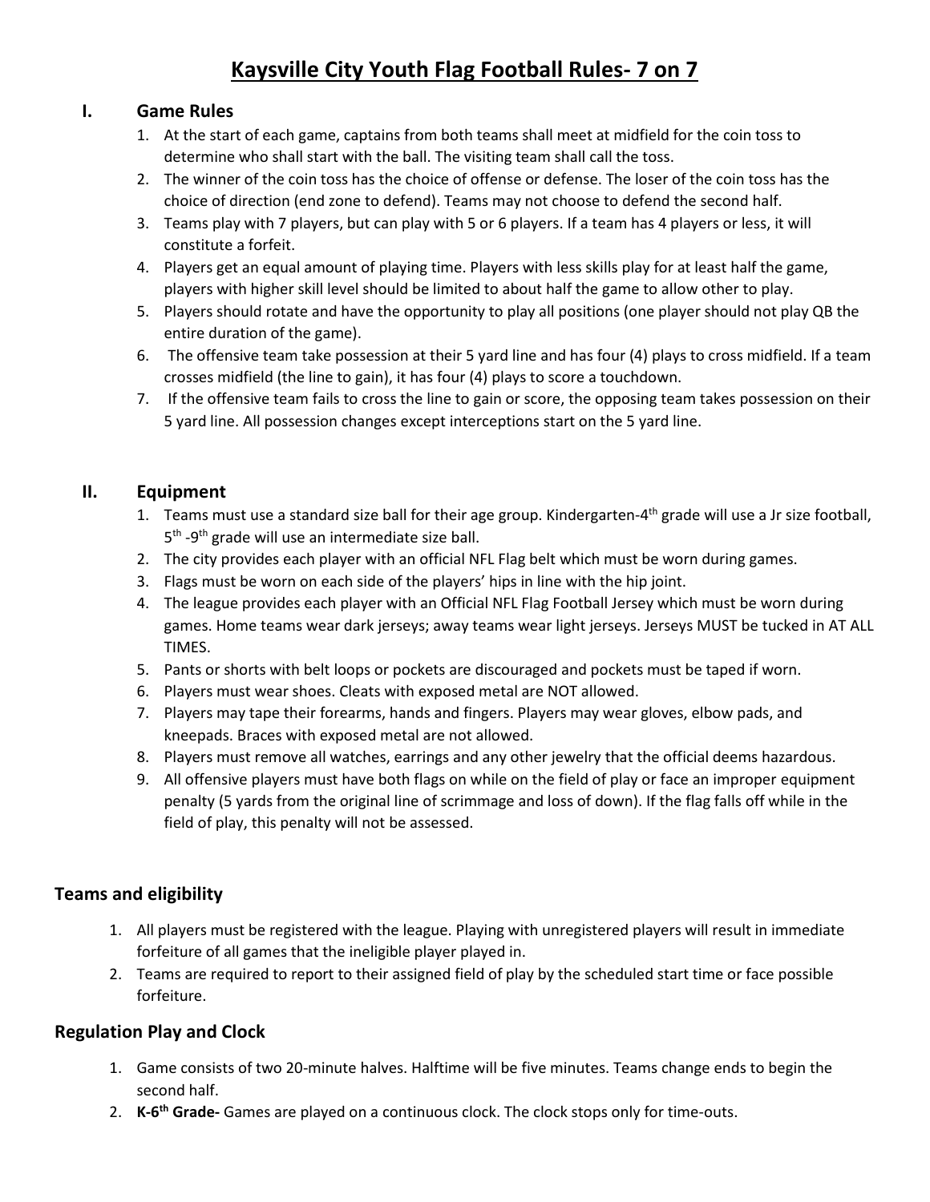# Kaysville City Youth Flag Football Rules- 7 on 7

## I. Game Rules

1. At the start of each game, captains from both teams shall meet at midfield for the coin toss to determine who shall start with the ball. The visiting team shall call the toss.
2. The winner of the coin toss has the choice of offense or defense. The loser of the coin toss has the choice of direction (end zone to defend). Teams may not choose to defend the second half.
3. Teams play with 7 players, but can play with 5 or 6 players. If a team has 4 players or less, it will constitute a forfeit.
4. Players get an equal amount of playing time. Players with less skills play for at least half the game, players with higher skill level should be limited to about half the game to allow other to play.
5. Players should rotate and have the opportunity to play all positions (one player should not play QB the entire duration of the game).
6. The offensive team take possession at their 5 yard line and has four (4) plays to cross midfield. If a team crosses midfield (the line to gain), it has four (4) plays to score a touchdown.
7. If the offensive team fails to cross the line to gain or score, the opposing team takes possession on their 5 yard line. All possession changes except interceptions start on the 5 yard line.

## II. Equipment

1. Teams must use a standard size ball for their age group. Kindergarten-4th grade will use a Jr size football, 5th -9th grade will use an intermediate size ball.
2. The city provides each player with an official NFL Flag belt which must be worn during games.
3. Flags must be worn on each side of the players' hips in line with the hip joint.
4. The league provides each player with an Official NFL Flag Football Jersey which must be worn during games. Home teams wear dark jerseys; away teams wear light jerseys. Jerseys MUST be tucked in AT ALL TIMES.
5. Pants or shorts with belt loops or pockets are discouraged and pockets must be taped if worn.
6. Players must wear shoes. Cleats with exposed metal are NOT allowed.
7. Players may tape their forearms, hands and fingers. Players may wear gloves, elbow pads, and kneepads. Braces with exposed metal are not allowed.
8. Players must remove all watches, earrings and any other jewelry that the official deems hazardous.
9. All offensive players must have both flags on while on the field of play or face an improper equipment penalty (5 yards from the original line of scrimmage and loss of down). If the flag falls off while in the field of play, this penalty will not be assessed.

## Teams and eligibility

1. All players must be registered with the league. Playing with unregistered players will result in immediate forfeiture of all games that the ineligible player played in.
2. Teams are required to report to their assigned field of play by the scheduled start time or face possible forfeiture.

## Regulation Play and Clock

1. Game consists of two 20-minute halves. Halftime will be five minutes. Teams change ends to begin the second half.
2. **K-6th Grade-** Games are played on a continuous clock. The clock stops only for time-outs.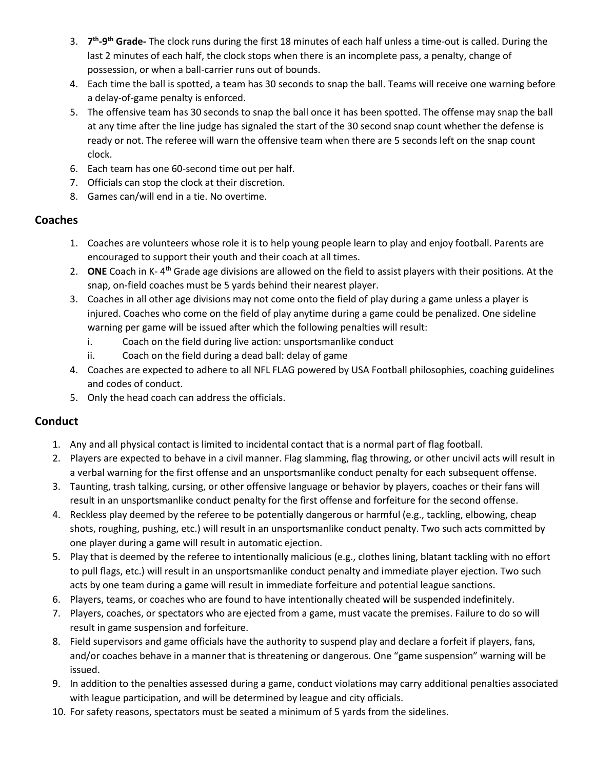3. **7th-9th Grade-** The clock runs during the first 18 minutes of each half unless a time-out is called. During the last 2 minutes of each half, the clock stops when there is an incomplete pass, a penalty, change of possession, or when a ball-carrier runs out of bounds.
4. Each time the ball is spotted, a team has 30 seconds to snap the ball. Teams will receive one warning before a delay-of-game penalty is enforced.
5. The offensive team has 30 seconds to snap the ball once it has been spotted. The offense may snap the ball at any time after the line judge has signaled the start of the 30 second snap count whether the defense is ready or not. The referee will warn the offensive team when there are 5 seconds left on the snap count clock.
6. Each team has one 60-second time out per half.
7. Officials can stop the clock at their discretion.
8. Games can/will end in a tie. No overtime.

## Coaches

1. Coaches are volunteers whose role it is to help young people learn to play and enjoy football. Parents are encouraged to support their youth and their coach at all times.
2. **ONE** Coach in K- 4th Grade age divisions are allowed on the field to assist players with their positions. At the snap, on-field coaches must be 5 yards behind their nearest player.
3. Coaches in all other age divisions may not come onto the field of play during a game unless a player is injured. Coaches who come on the field of play anytime during a game could be penalized. One sideline warning per game will be issued after which the following penalties will result:
   i. Coach on the field during live action: unsportsmanlike conduct
   ii. Coach on the field during a dead ball: delay of game
4. Coaches are expected to adhere to all NFL FLAG powered by USA Football philosophies, coaching guidelines and codes of conduct.
5. Only the head coach can address the officials.

## Conduct

1. Any and all physical contact is limited to incidental contact that is a normal part of flag football.
2. Players are expected to behave in a civil manner. Flag slamming, flag throwing, or other uncivil acts will result in a verbal warning for the first offense and an unsportsmanlike conduct penalty for each subsequent offense.
3. Taunting, trash talking, cursing, or other offensive language or behavior by players, coaches or their fans will result in an unsportsmanlike conduct penalty for the first offense and forfeiture for the second offense.
4. Reckless play deemed by the referee to be potentially dangerous or harmful (e.g., tackling, elbowing, cheap shots, roughing, pushing, etc.) will result in an unsportsmanlike conduct penalty. Two such acts committed by one player during a game will result in automatic ejection.
5. Play that is deemed by the referee to intentionally malicious (e.g., clothes lining, blatant tackling with no effort to pull flags, etc.) will result in an unsportsmanlike conduct penalty and immediate player ejection. Two such acts by one team during a game will result in immediate forfeiture and potential league sanctions.
6. Players, teams, or coaches who are found to have intentionally cheated will be suspended indefinitely.
7. Players, coaches, or spectators who are ejected from a game, must vacate the premises. Failure to do so will result in game suspension and forfeiture.
8. Field supervisors and game officials have the authority to suspend play and declare a forfeit if players, fans, and/or coaches behave in a manner that is threatening or dangerous. One "game suspension" warning will be issued.
9. In addition to the penalties assessed during a game, conduct violations may carry additional penalties associated with league participation, and will be determined by league and city officials.
10. For safety reasons, spectators must be seated a minimum of 5 yards from the sidelines.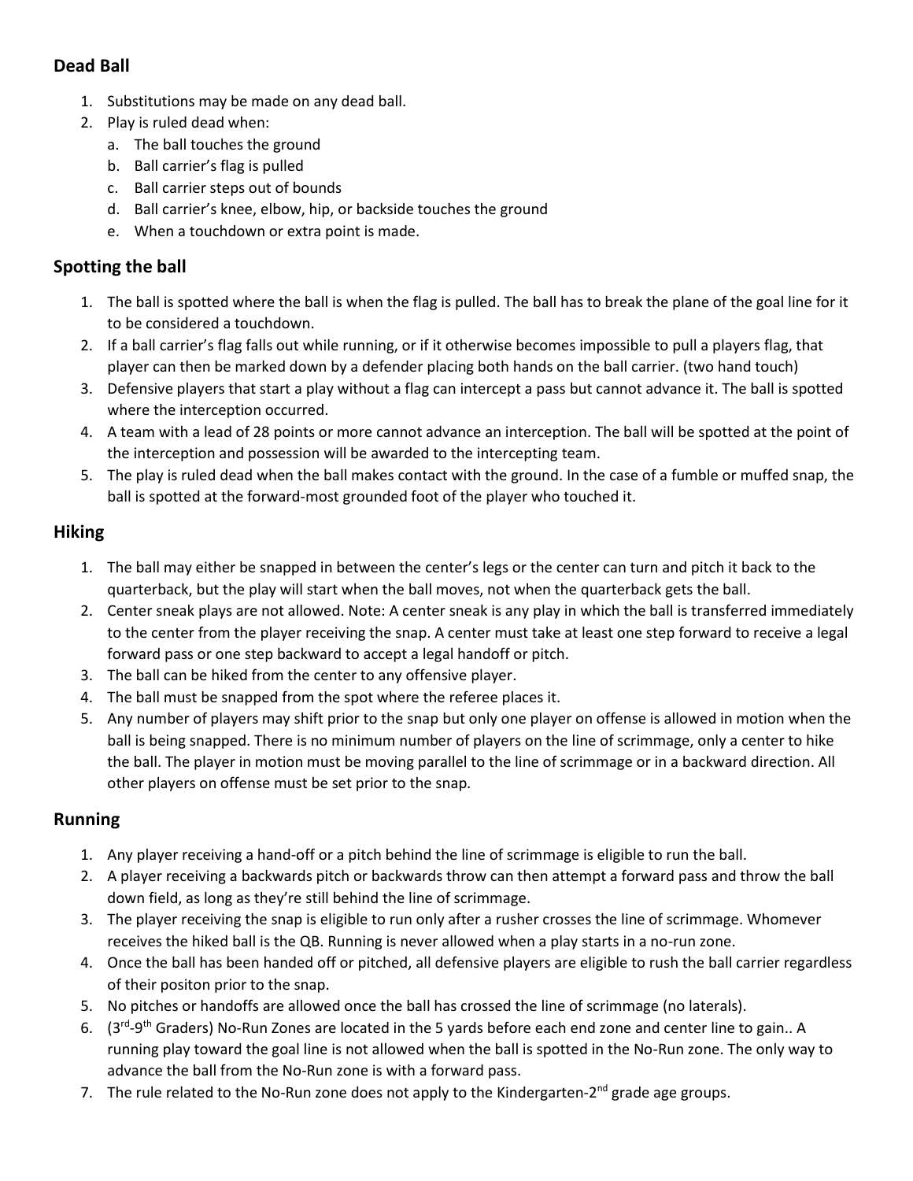## Dead Ball

1. Substitutions may be made on any dead ball.
2. Play is ruled dead when:
    a. The ball touches the ground
    b. Ball carrier's flag is pulled
    c. Ball carrier steps out of bounds
    d. Ball carrier's knee, elbow, hip, or backside touches the ground
    e. When a touchdown or extra point is made.

## Spotting the ball

1. The ball is spotted where the ball is when the flag is pulled. The ball has to break the plane of the goal line for it to be considered a touchdown.
2. If a ball carrier's flag falls out while running, or if it otherwise becomes impossible to pull a players flag, that player can then be marked down by a defender placing both hands on the ball carrier. (two hand touch)
3. Defensive players that start a play without a flag can intercept a pass but cannot advance it. The ball is spotted where the interception occurred.
4. A team with a lead of 28 points or more cannot advance an interception. The ball will be spotted at the point of the interception and possession will be awarded to the intercepting team.
5. The play is ruled dead when the ball makes contact with the ground. In the case of a fumble or muffed snap, the ball is spotted at the forward-most grounded foot of the player who touched it.

## Hiking

1. The ball may either be snapped in between the center's legs or the center can turn and pitch it back to the quarterback, but the play will start when the ball moves, not when the quarterback gets the ball.
2. Center sneak plays are not allowed. Note: A center sneak is any play in which the ball is transferred immediately to the center from the player receiving the snap. A center must take at least one step forward to receive a legal forward pass or one step backward to accept a legal handoff or pitch.
3. The ball can be hiked from the center to any offensive player.
4. The ball must be snapped from the spot where the referee places it.
5. Any number of players may shift prior to the snap but only one player on offense is allowed in motion when the ball is being snapped. There is no minimum number of players on the line of scrimmage, only a center to hike the ball. The player in motion must be moving parallel to the line of scrimmage or in a backward direction. All other players on offense must be set prior to the snap.

## Running

1. Any player receiving a hand-off or a pitch behind the line of scrimmage is eligible to run the ball.
2. A player receiving a backwards pitch or backwards throw can then attempt a forward pass and throw the ball down field, as long as they're still behind the line of scrimmage.
3. The player receiving the snap is eligible to run only after a rusher crosses the line of scrimmage. Whomever receives the hiked ball is the QB. Running is never allowed when a play starts in a no-run zone.
4. Once the ball has been handed off or pitched, all defensive players are eligible to rush the ball carrier regardless of their positon prior to the snap.
5. No pitches or handoffs are allowed once the ball has crossed the line of scrimmage (no laterals).
6. (3rd-9th Graders) No-Run Zones are located in the 5 yards before each end zone and center line to gain.. A running play toward the goal line is not allowed when the ball is spotted in the No-Run zone. The only way to advance the ball from the No-Run zone is with a forward pass.
7. The rule related to the No-Run zone does not apply to the Kindergarten-2nd grade age groups.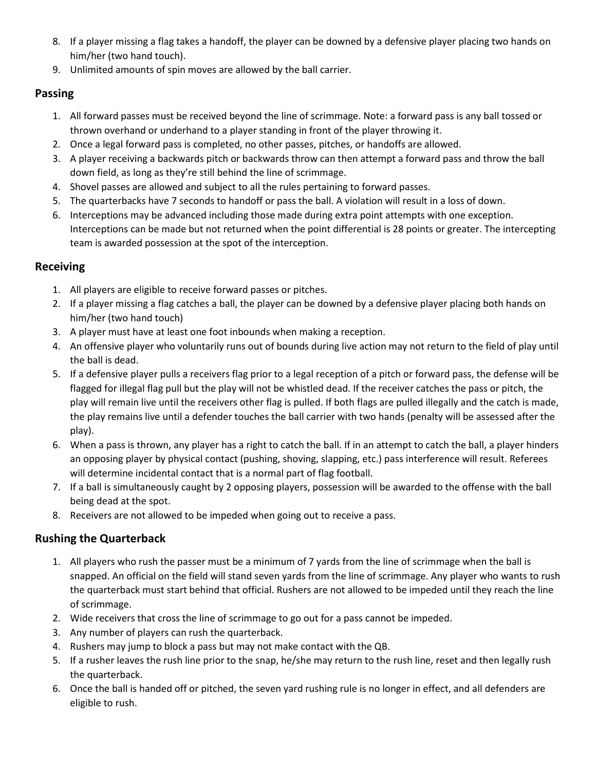8. If a player missing a flag takes a handoff, the player can be downed by a defensive player placing two hands on him/her (two hand touch).
9. Unlimited amounts of spin moves are allowed by the ball carrier.

## Passing

1. All forward passes must be received beyond the line of scrimmage. Note: a forward pass is any ball tossed or thrown overhand or underhand to a player standing in front of the player throwing it.
2. Once a legal forward pass is completed, no other passes, pitches, or handoffs are allowed.
3. A player receiving a backwards pitch or backwards throw can then attempt a forward pass and throw the ball down field, as long as they're still behind the line of scrimmage.
4. Shovel passes are allowed and subject to all the rules pertaining to forward passes.
5. The quarterbacks have 7 seconds to handoff or pass the ball. A violation will result in a loss of down.
6. Interceptions may be advanced including those made during extra point attempts with one exception. Interceptions can be made but not returned when the point differential is 28 points or greater. The intercepting team is awarded possession at the spot of the interception.

## Receiving

1. All players are eligible to receive forward passes or pitches.
2. If a player missing a flag catches a ball, the player can be downed by a defensive player placing both hands on him/her (two hand touch)
3. A player must have at least one foot inbounds when making a reception.
4. An offensive player who voluntarily runs out of bounds during live action may not return to the field of play until the ball is dead.
5. If a defensive player pulls a receivers flag prior to a legal reception of a pitch or forward pass, the defense will be flagged for illegal flag pull but the play will not be whistled dead. If the receiver catches the pass or pitch, the play will remain live until the receivers other flag is pulled. If both flags are pulled illegally and the catch is made, the play remains live until a defender touches the ball carrier with two hands (penalty will be assessed after the play).
6. When a pass is thrown, any player has a right to catch the ball. If in an attempt to catch the ball, a player hinders an opposing player by physical contact (pushing, shoving, slapping, etc.) pass interference will result. Referees will determine incidental contact that is a normal part of flag football.
7. If a ball is simultaneously caught by 2 opposing players, possession will be awarded to the offense with the ball being dead at the spot.
8. Receivers are not allowed to be impeded when going out to receive a pass.

## Rushing the Quarterback

1. All players who rush the passer must be a minimum of 7 yards from the line of scrimmage when the ball is snapped. An official on the field will stand seven yards from the line of scrimmage. Any player who wants to rush the quarterback must start behind that official. Rushers are not allowed to be impeded until they reach the line of scrimmage.
2. Wide receivers that cross the line of scrimmage to go out for a pass cannot be impeded.
3. Any number of players can rush the quarterback.
4. Rushers may jump to block a pass but may not make contact with the QB.
5. If a rusher leaves the rush line prior to the snap, he/she may return to the rush line, reset and then legally rush the quarterback.
6. Once the ball is handed off or pitched, the seven yard rushing rule is no longer in effect, and all defenders are eligible to rush.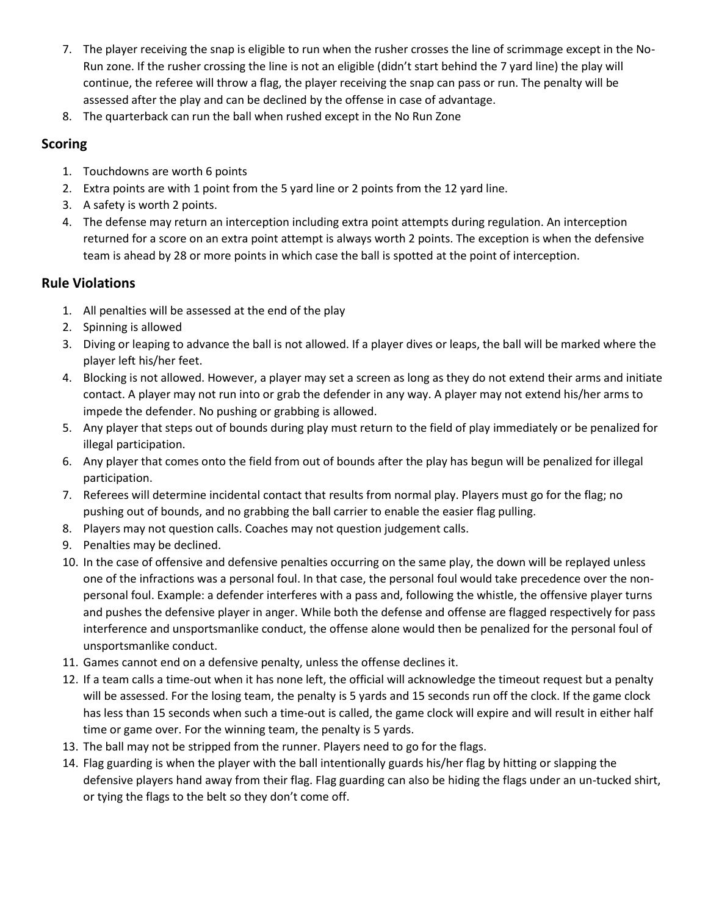7. The player receiving the snap is eligible to run when the rusher crosses the line of scrimmage except in the No-Run zone. If the rusher crossing the line is not an eligible (didn't start behind the 7 yard line) the play will continue, the referee will throw a flag, the player receiving the snap can pass or run. The penalty will be assessed after the play and can be declined by the offense in case of advantage.
8. The quarterback can run the ball when rushed except in the No Run Zone

## Scoring

1. Touchdowns are worth 6 points
2. Extra points are with 1 point from the 5 yard line or 2 points from the 12 yard line.
3. A safety is worth 2 points.
4. The defense may return an interception including extra point attempts during regulation. An interception returned for a score on an extra point attempt is always worth 2 points. The exception is when the defensive team is ahead by 28 or more points in which case the ball is spotted at the point of interception.

## Rule Violations

1. All penalties will be assessed at the end of the play
2. Spinning is allowed
3. Diving or leaping to advance the ball is not allowed. If a player dives or leaps, the ball will be marked where the player left his/her feet.
4. Blocking is not allowed. However, a player may set a screen as long as they do not extend their arms and initiate contact. A player may not run into or grab the defender in any way. A player may not extend his/her arms to impede the defender. No pushing or grabbing is allowed.
5. Any player that steps out of bounds during play must return to the field of play immediately or be penalized for illegal participation.
6. Any player that comes onto the field from out of bounds after the play has begun will be penalized for illegal participation.
7. Referees will determine incidental contact that results from normal play. Players must go for the flag; no pushing out of bounds, and no grabbing the ball carrier to enable the easier flag pulling.
8. Players may not question calls. Coaches may not question judgement calls.
9. Penalties may be declined.
10. In the case of offensive and defensive penalties occurring on the same play, the down will be replayed unless one of the infractions was a personal foul. In that case, the personal foul would take precedence over the non-personal foul. Example: a defender interferes with a pass and, following the whistle, the offensive player turns and pushes the defensive player in anger. While both the defense and offense are flagged respectively for pass interference and unsportsmanlike conduct, the offense alone would then be penalized for the personal foul of unsportsmanlike conduct.
11. Games cannot end on a defensive penalty, unless the offense declines it.
12. If a team calls a time-out when it has none left, the official will acknowledge the timeout request but a penalty will be assessed. For the losing team, the penalty is 5 yards and 15 seconds run off the clock. If the game clock has less than 15 seconds when such a time-out is called, the game clock will expire and will result in either half time or game over. For the winning team, the penalty is 5 yards.
13. The ball may not be stripped from the runner. Players need to go for the flags.
14. Flag guarding is when the player with the ball intentionally guards his/her flag by hitting or slapping the defensive players hand away from their flag. Flag guarding can also be hiding the flags under an un-tucked shirt, or tying the flags to the belt so they don't come off.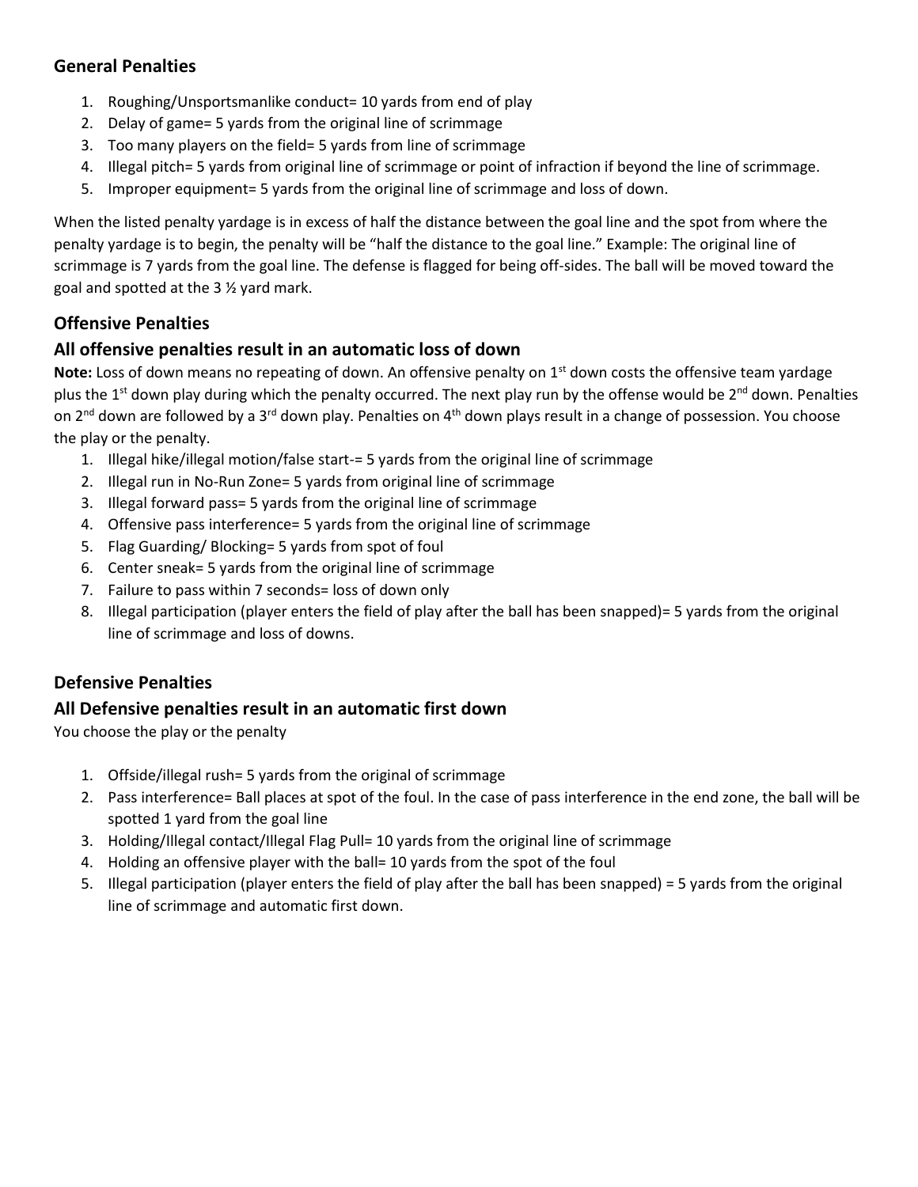### General Penalties

1. Roughing/Unsportsmanlike conduct= 10 yards from end of play
2. Delay of game= 5 yards from the original line of scrimmage
3. Too many players on the field= 5 yards from line of scrimmage
4. Illegal pitch= 5 yards from original line of scrimmage or point of infraction if beyond the line of scrimmage.
5. Improper equipment= 5 yards from the original line of scrimmage and loss of down.

When the listed penalty yardage is in excess of half the distance between the goal line and the spot from where the penalty yardage is to begin, the penalty will be "half the distance to the goal line." Example: The original line of scrimmage is 7 yards from the goal line. The defense is flagged for being off-sides. The ball will be moved toward the goal and spotted at the 3 ½ yard mark.

### Offensive Penalties

### All offensive penalties result in an automatic loss of down

**Note:** Loss of down means no repeating of down. An offensive penalty on 1st down costs the offensive team yardage plus the 1st down play during which the penalty occurred. The next play run by the offense would be 2nd down. Penalties on 2nd down are followed by a 3rd down play. Penalties on 4th down plays result in a change of possession. You choose the play or the penalty.

1. Illegal hike/illegal motion/false start-= 5 yards from the original line of scrimmage
2. Illegal run in No-Run Zone= 5 yards from original line of scrimmage
3. Illegal forward pass= 5 yards from the original line of scrimmage
4. Offensive pass interference= 5 yards from the original line of scrimmage
5. Flag Guarding/ Blocking= 5 yards from spot of foul
6. Center sneak= 5 yards from the original line of scrimmage
7. Failure to pass within 7 seconds= loss of down only
8. Illegal participation (player enters the field of play after the ball has been snapped)= 5 yards from the original line of scrimmage and loss of downs.

### Defensive Penalties

### All Defensive penalties result in an automatic first down

You choose the play or the penalty

1. Offside/illegal rush= 5 yards from the original of scrimmage
2. Pass interference= Ball places at spot of the foul. In the case of pass interference in the end zone, the ball will be spotted 1 yard from the goal line
3. Holding/Illegal contact/Illegal Flag Pull= 10 yards from the original line of scrimmage
4. Holding an offensive player with the ball= 10 yards from the spot of the foul
5. Illegal participation (player enters the field of play after the ball has been snapped) = 5 yards from the original line of scrimmage and automatic first down.